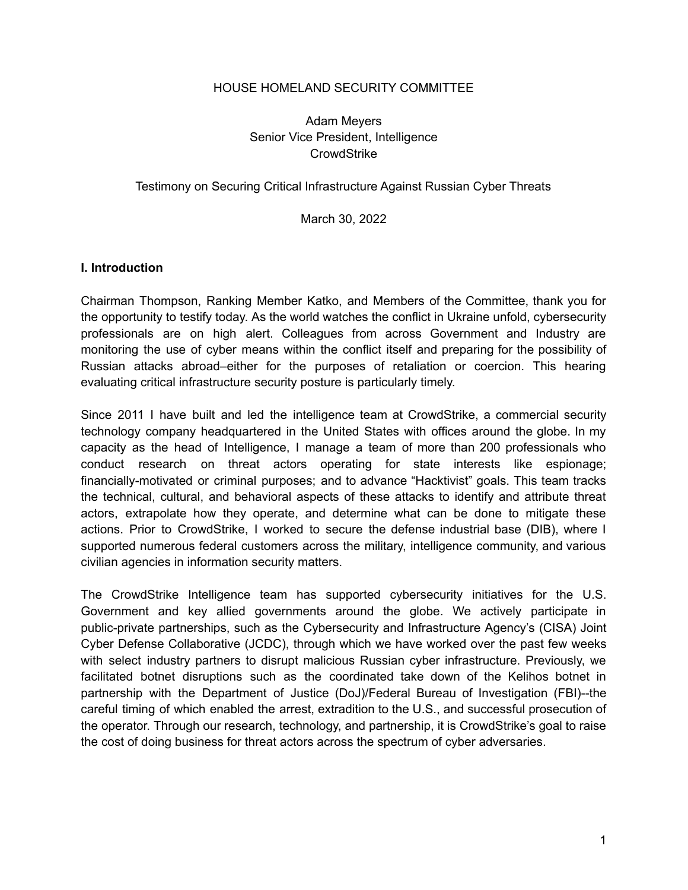HOUSE HOMELAND SECURITY COMMITTEE

Adam Meyers
Senior Vice President, Intelligence
CrowdStrike

Testimony on Securing Critical Infrastructure Against Russian Cyber Threats

March 30, 2022

## I. Introduction

Chairman Thompson, Ranking Member Katko, and Members of the Committee, thank you for the opportunity to testify today. As the world watches the conflict in Ukraine unfold, cybersecurity professionals are on high alert. Colleagues from across Government and Industry are monitoring the use of cyber means within the conflict itself and preparing for the possibility of Russian attacks abroad–either for the purposes of retaliation or coercion. This hearing evaluating critical infrastructure security posture is particularly timely.

Since 2011 I have built and led the intelligence team at CrowdStrike, a commercial security technology company headquartered in the United States with offices around the globe. In my capacity as the head of Intelligence, I manage a team of more than 200 professionals who conduct research on threat actors operating for state interests like espionage; financially-motivated or criminal purposes; and to advance "Hacktivist" goals. This team tracks the technical, cultural, and behavioral aspects of these attacks to identify and attribute threat actors, extrapolate how they operate, and determine what can be done to mitigate these actions. Prior to CrowdStrike, I worked to secure the defense industrial base (DIB), where I supported numerous federal customers across the military, intelligence community, and various civilian agencies in information security matters.

The CrowdStrike Intelligence team has supported cybersecurity initiatives for the U.S. Government and key allied governments around the globe. We actively participate in public-private partnerships, such as the Cybersecurity and Infrastructure Agency's (CISA) Joint Cyber Defense Collaborative (JCDC), through which we have worked over the past few weeks with select industry partners to disrupt malicious Russian cyber infrastructure. Previously, we facilitated botnet disruptions such as the coordinated take down of the Kelihos botnet in partnership with the Department of Justice (DoJ)/Federal Bureau of Investigation (FBI)--the careful timing of which enabled the arrest, extradition to the U.S., and successful prosecution of the operator. Through our research, technology, and partnership, it is CrowdStrike's goal to raise the cost of doing business for threat actors across the spectrum of cyber adversaries.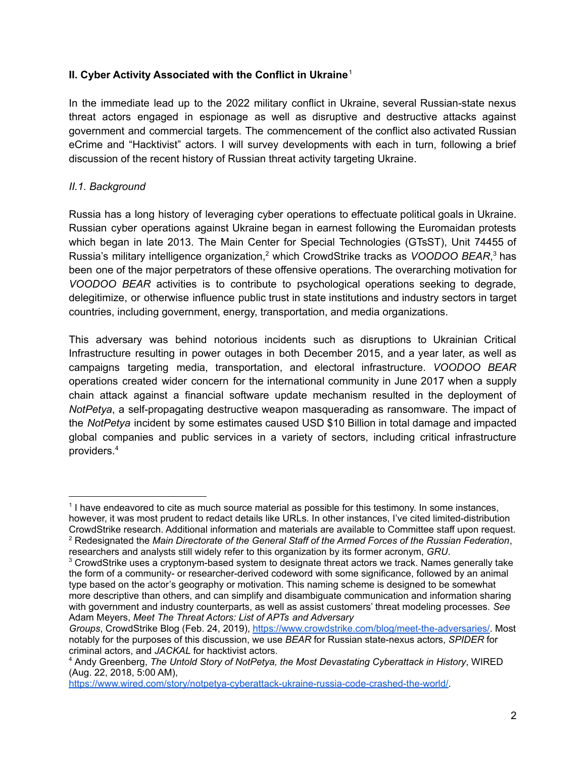## II. Cyber Activity Associated with the Conflict in Ukraine[1]

In the immediate lead up to the 2022 military conflict in Ukraine, several Russian-state nexus threat actors engaged in espionage as well as disruptive and destructive attacks against government and commercial targets. The commencement of the conflict also activated Russian eCrime and "Hacktivist" actors. I will survey developments with each in turn, following a brief discussion of the recent history of Russian threat activity targeting Ukraine.

### *II.1. Background*

Russia has a long history of leveraging cyber operations to effectuate political goals in Ukraine. Russian cyber operations against Ukraine began in earnest following the Euromaidan protests which began in late 2013. The Main Center for Special Technologies (GTsST), Unit 74455 of Russia's military intelligence organization,[2] which CrowdStrike tracks as *VOODOO BEAR*,[3] has been one of the major perpetrators of these offensive operations. The overarching motivation for *VOODOO BEAR* activities is to contribute to psychological operations seeking to degrade, delegitimize, or otherwise influence public trust in state institutions and industry sectors in target countries, including government, energy, transportation, and media organizations.

This adversary was behind notorious incidents such as disruptions to Ukrainian Critical Infrastructure resulting in power outages in both December 2015, and a year later, as well as campaigns targeting media, transportation, and electoral infrastructure. *VOODOO BEAR* operations created wider concern for the international community in June 2017 when a supply chain attack against a financial software update mechanism resulted in the deployment of *NotPetya*, a self-propagating destructive weapon masquerading as ransomware. The impact of the *NotPetya* incident by some estimates caused USD $10 Billion in total damage and impacted global companies and public services in a variety of sectors, including critical infrastructure providers.[4]

---

[1] I have endeavored to cite as much source material as possible for this testimony. In some instances, however, it was most prudent to redact details like URLs. In other instances, I've cited limited-distribution CrowdStrike research. Additional information and materials are available to Committee staff upon request.

[2] Redesignated the *Main Directorate of the General Staff of the Armed Forces of the Russian Federation*, researchers and analysts still widely refer to this organization by its former acronym, *GRU*.

[3] CrowdStrike uses a cryptonym-based system to designate threat actors we track. Names generally take the form of a community- or researcher-derived codeword with some significance, followed by an animal type based on the actor's geography or motivation. This naming scheme is designed to be somewhat more descriptive than others, and can simplify and disambiguate communication and information sharing with government and industry counterparts, as well as assist customers' threat modeling processes. *See* Adam Meyers, *Meet The Threat Actors: List of APTs and Adversary Groups*, CrowdStrike Blog (Feb. 24, 2019), https://www.crowdstrike.com/blog/meet-the-adversaries/. Most notably for the purposes of this discussion, we use *BEAR* for Russian state-nexus actors, *SPIDER* for criminal actors, and *JACKAL* for hacktivist actors.

[4] Andy Greenberg, *The Untold Story of NotPetya, the Most Devastating Cyberattack in History*, WIRED (Aug. 22, 2018, 5:00 AM), https://www.wired.com/story/notpetya-cyberattack-ukraine-russia-code-crashed-the-world/.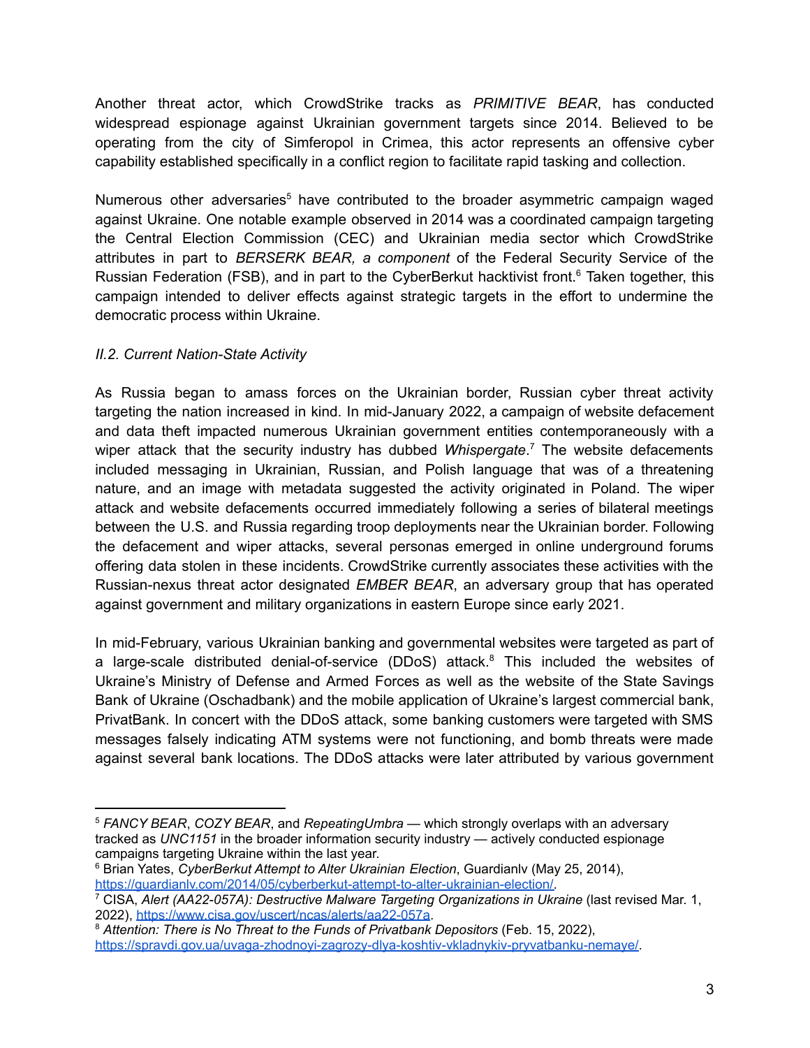Another threat actor, which CrowdStrike tracks as *PRIMITIVE BEAR*, has conducted widespread espionage against Ukrainian government targets since 2014. Believed to be operating from the city of Simferopol in Crimea, this actor represents an offensive cyber capability established specifically in a conflict region to facilitate rapid tasking and collection.

Numerous other adversaries[5] have contributed to the broader asymmetric campaign waged against Ukraine. One notable example observed in 2014 was a coordinated campaign targeting the Central Election Commission (CEC) and Ukrainian media sector which CrowdStrike attributes in part to *BERSERK BEAR, a component* of the Federal Security Service of the Russian Federation (FSB), and in part to the CyberBerkut hacktivist front.[6] Taken together, this campaign intended to deliver effects against strategic targets in the effort to undermine the democratic process within Ukraine.

### *II.2. Current Nation-State Activity*

As Russia began to amass forces on the Ukrainian border, Russian cyber threat activity targeting the nation increased in kind. In mid-January 2022, a campaign of website defacement and data theft impacted numerous Ukrainian government entities contemporaneously with a wiper attack that the security industry has dubbed *Whispergate*.[7] The website defacements included messaging in Ukrainian, Russian, and Polish language that was of a threatening nature, and an image with metadata suggested the activity originated in Poland. The wiper attack and website defacements occurred immediately following a series of bilateral meetings between the U.S. and Russia regarding troop deployments near the Ukrainian border. Following the defacement and wiper attacks, several personas emerged in online underground forums offering data stolen in these incidents. CrowdStrike currently associates these activities with the Russian-nexus threat actor designated *EMBER BEAR*, an adversary group that has operated against government and military organizations in eastern Europe since early 2021.

In mid-February, various Ukrainian banking and governmental websites were targeted as part of a large-scale distributed denial-of-service (DDoS) attack.[8] This included the websites of Ukraine's Ministry of Defense and Armed Forces as well as the website of the State Savings Bank of Ukraine (Oschadbank) and the mobile application of Ukraine's largest commercial bank, PrivatBank. In concert with the DDoS attack, some banking customers were targeted with SMS messages falsely indicating ATM systems were not functioning, and bomb threats were made against several bank locations. The DDoS attacks were later attributed by various government

---

[5] *FANCY BEAR*, *COZY BEAR*, and *RepeatingUmbra* — which strongly overlaps with an adversary tracked as *UNC1151* in the broader information security industry — actively conducted espionage campaigns targeting Ukraine within the last year.

[6] Brian Yates, *CyberBerkut Attempt to Alter Ukrainian Election*, Guardianlv (May 25, 2014), https://guardianlv.com/2014/05/cyberberkut-attempt-to-alter-ukrainian-election/.

[7] CISA, *Alert (AA22-057A): Destructive Malware Targeting Organizations in Ukraine* (last revised Mar. 1, 2022), https://www.cisa.gov/uscert/ncas/alerts/aa22-057a.

[8] *Attention: There is No Threat to the Funds of Privatbank Depositors* (Feb. 15, 2022), https://spravdi.gov.ua/uvaga-zhodnoyi-zagrozy-dlya-koshtiv-vkladnykiv-pryvatbanku-nemaye/.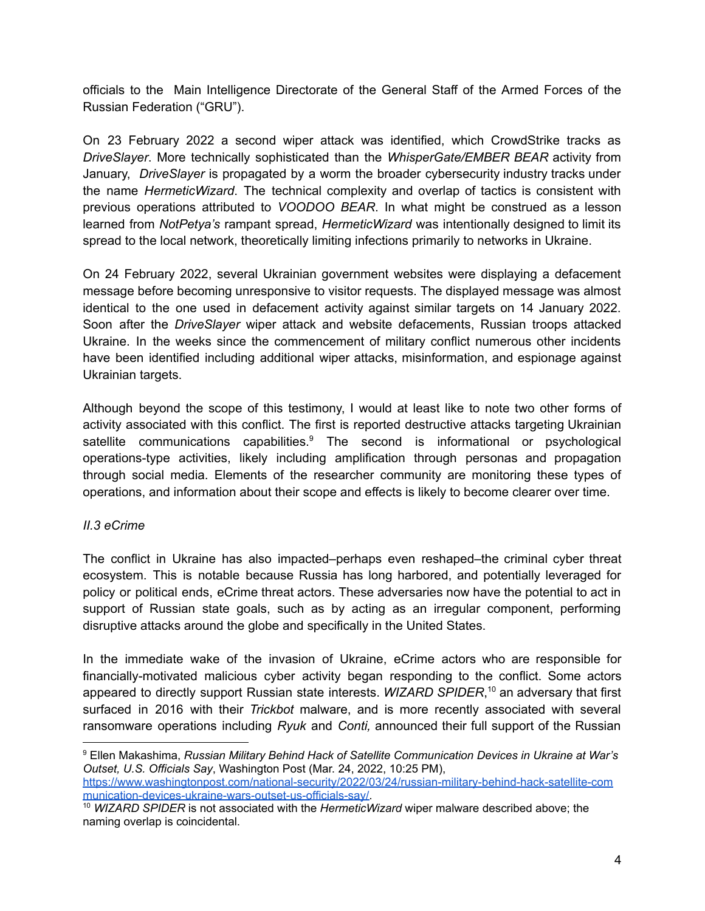officials to the Main Intelligence Directorate of the General Staff of the Armed Forces of the Russian Federation ("GRU").

On 23 February 2022 a second wiper attack was identified, which CrowdStrike tracks as *DriveSlayer*. More technically sophisticated than the *WhisperGate/EMBER BEAR* activity from January, *DriveSlayer* is propagated by a worm the broader cybersecurity industry tracks under the name *HermeticWizard*. The technical complexity and overlap of tactics is consistent with previous operations attributed to *VOODOO BEAR*. In what might be construed as a lesson learned from *NotPetya's* rampant spread, *HermeticWizard* was intentionally designed to limit its spread to the local network, theoretically limiting infections primarily to networks in Ukraine.

On 24 February 2022, several Ukrainian government websites were displaying a defacement message before becoming unresponsive to visitor requests. The displayed message was almost identical to the one used in defacement activity against similar targets on 14 January 2022. Soon after the *DriveSlayer* wiper attack and website defacements, Russian troops attacked Ukraine. In the weeks since the commencement of military conflict numerous other incidents have been identified including additional wiper attacks, misinformation, and espionage against Ukrainian targets.

Although beyond the scope of this testimony, I would at least like to note two other forms of activity associated with this conflict. The first is reported destructive attacks targeting Ukrainian satellite communications capabilities.[9] The second is informational or psychological operations-type activities, likely including amplification through personas and propagation through social media. Elements of the researcher community are monitoring these types of operations, and information about their scope and effects is likely to become clearer over time.

### *II.3 eCrime*

The conflict in Ukraine has also impacted–perhaps even reshaped–the criminal cyber threat ecosystem. This is notable because Russia has long harbored, and potentially leveraged for policy or political ends, eCrime threat actors. These adversaries now have the potential to act in support of Russian state goals, such as by acting as an irregular component, performing disruptive attacks around the globe and specifically in the United States.

In the immediate wake of the invasion of Ukraine, eCrime actors who are responsible for financially-motivated malicious cyber activity began responding to the conflict. Some actors appeared to directly support Russian state interests. *WIZARD SPIDER*,[10] an adversary that first surfaced in 2016 with their *Trickbot* malware, and is more recently associated with several ransomware operations including *Ryuk* and *Conti,* announced their full support of the Russian

---

[9] Ellen Makashima, *Russian Military Behind Hack of Satellite Communication Devices in Ukraine at War's Outset, U.S. Officials Say*, Washington Post (Mar. 24, 2022, 10:25 PM), https://www.washingtonpost.com/national-security/2022/03/24/russian-military-behind-hack-satellite-communication-devices-ukraine-wars-outset-us-officials-say/.

[10] *WIZARD SPIDER* is not associated with the *HermeticWizard* wiper malware described above; the naming overlap is coincidental.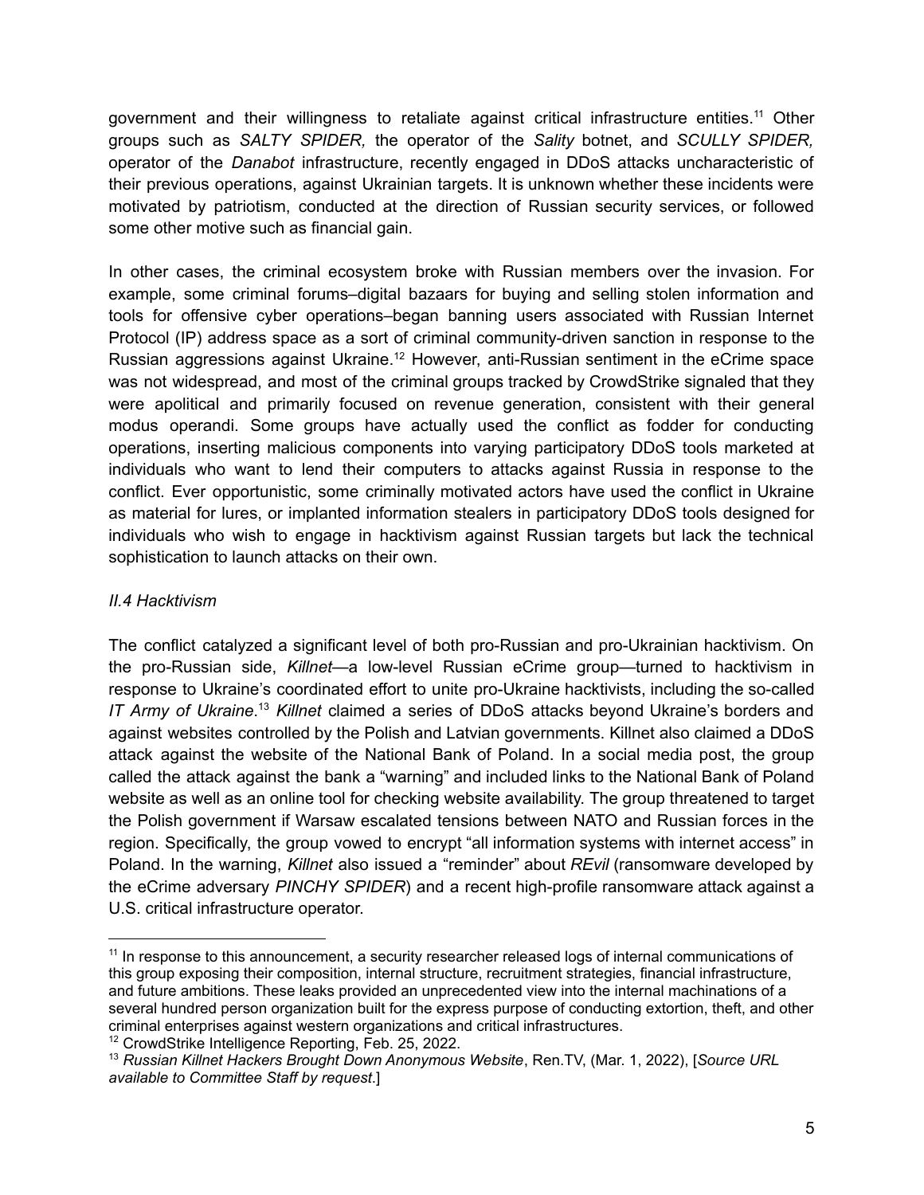government and their willingness to retaliate against critical infrastructure entities.[11] Other groups such as *SALTY SPIDER,* the operator of the *Sality* botnet, and *SCULLY SPIDER,* operator of the *Danabot* infrastructure, recently engaged in DDoS attacks uncharacteristic of their previous operations, against Ukrainian targets. It is unknown whether these incidents were motivated by patriotism, conducted at the direction of Russian security services, or followed some other motive such as financial gain.

In other cases, the criminal ecosystem broke with Russian members over the invasion. For example, some criminal forums–digital bazaars for buying and selling stolen information and tools for offensive cyber operations–began banning users associated with Russian Internet Protocol (IP) address space as a sort of criminal community-driven sanction in response to the Russian aggressions against Ukraine.[12] However, anti-Russian sentiment in the eCrime space was not widespread, and most of the criminal groups tracked by CrowdStrike signaled that they were apolitical and primarily focused on revenue generation, consistent with their general modus operandi. Some groups have actually used the conflict as fodder for conducting operations, inserting malicious components into varying participatory DDoS tools marketed at individuals who want to lend their computers to attacks against Russia in response to the conflict. Ever opportunistic, some criminally motivated actors have used the conflict in Ukraine as material for lures, or implanted information stealers in participatory DDoS tools designed for individuals who wish to engage in hacktivism against Russian targets but lack the technical sophistication to launch attacks on their own.

### *II.4 Hacktivism*

The conflict catalyzed a significant level of both pro-Russian and pro-Ukrainian hacktivism. On the pro-Russian side, *Killnet*—a low-level Russian eCrime group—turned to hacktivism in response to Ukraine's coordinated effort to unite pro-Ukraine hacktivists, including the so-called *IT Army of Ukraine*.[13] *Killnet* claimed a series of DDoS attacks beyond Ukraine's borders and against websites controlled by the Polish and Latvian governments. Killnet also claimed a DDoS attack against the website of the National Bank of Poland. In a social media post, the group called the attack against the bank a "warning" and included links to the National Bank of Poland website as well as an online tool for checking website availability. The group threatened to target the Polish government if Warsaw escalated tensions between NATO and Russian forces in the region. Specifically, the group vowed to encrypt "all information systems with internet access" in Poland. In the warning, *Killnet* also issued a "reminder" about *REvil* (ransomware developed by the eCrime adversary *PINCHY SPIDER*) and a recent high-profile ransomware attack against a U.S. critical infrastructure operator.

---

[11] In response to this announcement, a security researcher released logs of internal communications of this group exposing their composition, internal structure, recruitment strategies, financial infrastructure, and future ambitions. These leaks provided an unprecedented view into the internal machinations of a several hundred person organization built for the express purpose of conducting extortion, theft, and other criminal enterprises against western organizations and critical infrastructures.

[12] CrowdStrike Intelligence Reporting, Feb. 25, 2022.

[13] *Russian Killnet Hackers Brought Down Anonymous Website*, Ren.TV, (Mar. 1, 2022), [*Source URL available to Committee Staff by request*.]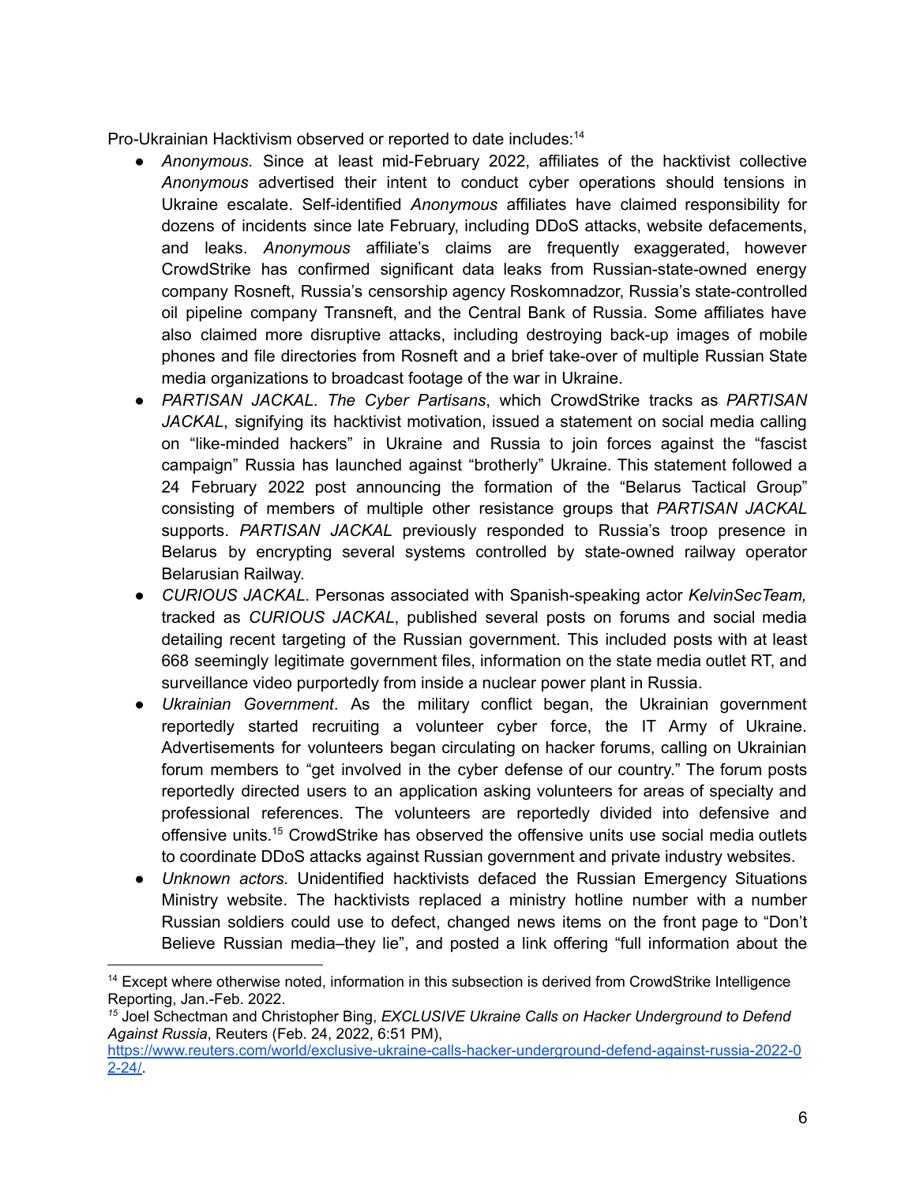Pro-Ukrainian Hacktivism observed or reported to date includes:[14]

- *Anonymous*. Since at least mid-February 2022, affiliates of the hacktivist collective *Anonymous* advertised their intent to conduct cyber operations should tensions in Ukraine escalate. Self-identified *Anonymous* affiliates have claimed responsibility for dozens of incidents since late February, including DDoS attacks, website defacements, and leaks. *Anonymous* affiliate's claims are frequently exaggerated, however CrowdStrike has confirmed significant data leaks from Russian-state-owned energy company Rosneft, Russia's censorship agency Roskomnadzor, Russia's state-controlled oil pipeline company Transneft, and the Central Bank of Russia. Some affiliates have also claimed more disruptive attacks, including destroying back-up images of mobile phones and file directories from Rosneft and a brief take-over of multiple Russian State media organizations to broadcast footage of the war in Ukraine.
- *PARTISAN JACKAL*. *The Cyber Partisans*, which CrowdStrike tracks as *PARTISAN JACKAL*, signifying its hacktivist motivation, issued a statement on social media calling on "like-minded hackers" in Ukraine and Russia to join forces against the "fascist campaign" Russia has launched against "brotherly" Ukraine. This statement followed a 24 February 2022 post announcing the formation of the "Belarus Tactical Group" consisting of members of multiple other resistance groups that *PARTISAN JACKAL* supports. *PARTISAN JACKAL* previously responded to Russia's troop presence in Belarus by encrypting several systems controlled by state-owned railway operator Belarusian Railway.
- *CURIOUS JACKAL*. Personas associated with Spanish-speaking actor *KelvinSecTeam,* tracked as *CURIOUS JACKAL*, published several posts on forums and social media detailing recent targeting of the Russian government. This included posts with at least 668 seemingly legitimate government files, information on the state media outlet RT, and surveillance video purportedly from inside a nuclear power plant in Russia.
- *Ukrainian Government*. As the military conflict began, the Ukrainian government reportedly started recruiting a volunteer cyber force, the IT Army of Ukraine. Advertisements for volunteers began circulating on hacker forums, calling on Ukrainian forum members to "get involved in the cyber defense of our country." The forum posts reportedly directed users to an application asking volunteers for areas of specialty and professional references. The volunteers are reportedly divided into defensive and offensive units.[15] CrowdStrike has observed the offensive units use social media outlets to coordinate DDoS attacks against Russian government and private industry websites.
- *Unknown actors*. Unidentified hacktivists defaced the Russian Emergency Situations Ministry website. The hacktivists replaced a ministry hotline number with a number Russian soldiers could use to defect, changed news items on the front page to "Don't Believe Russian media–they lie", and posted a link offering "full information about the

---

[14] Except where otherwise noted, information in this subsection is derived from CrowdStrike Intelligence Reporting, Jan.-Feb. 2022.

[15] Joel Schectman and Christopher Bing, *EXCLUSIVE Ukraine Calls on Hacker Underground to Defend Against Russia*, Reuters (Feb. 24, 2022, 6:51 PM), https://www.reuters.com/world/exclusive-ukraine-calls-hacker-underground-defend-against-russia-2022-02-24/.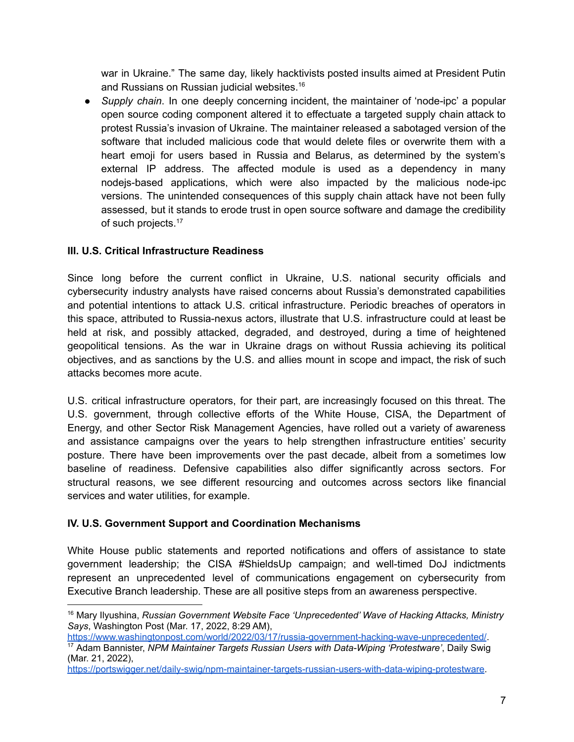war in Ukraine." The same day, likely hacktivists posted insults aimed at President Putin and Russians on Russian judicial websites.[16]

- *Supply chain*. In one deeply concerning incident, the maintainer of 'node-ipc' a popular open source coding component altered it to effectuate a targeted supply chain attack to protest Russia's invasion of Ukraine. The maintainer released a sabotaged version of the software that included malicious code that would delete files or overwrite them with a heart emoji for users based in Russia and Belarus, as determined by the system's external IP address. The affected module is used as a dependency in many nodejs-based applications, which were also impacted by the malicious node-ipc versions. The unintended consequences of this supply chain attack have not been fully assessed, but it stands to erode trust in open source software and damage the credibility of such projects.[17]

**III. U.S. Critical Infrastructure Readiness**

Since long before the current conflict in Ukraine, U.S. national security officials and cybersecurity industry analysts have raised concerns about Russia's demonstrated capabilities and potential intentions to attack U.S. critical infrastructure. Periodic breaches of operators in this space, attributed to Russia-nexus actors, illustrate that U.S. infrastructure could at least be held at risk, and possibly attacked, degraded, and destroyed, during a time of heightened geopolitical tensions. As the war in Ukraine drags on without Russia achieving its political objectives, and as sanctions by the U.S. and allies mount in scope and impact, the risk of such attacks becomes more acute.

U.S. critical infrastructure operators, for their part, are increasingly focused on this threat. The U.S. government, through collective efforts of the White House, CISA, the Department of Energy, and other Sector Risk Management Agencies, have rolled out a variety of awareness and assistance campaigns over the years to help strengthen infrastructure entities' security posture. There have been improvements over the past decade, albeit from a sometimes low baseline of readiness. Defensive capabilities also differ significantly across sectors. For structural reasons, we see different resourcing and outcomes across sectors like financial services and water utilities, for example.

**IV. U.S. Government Support and Coordination Mechanisms**

White House public statements and reported notifications and offers of assistance to state government leadership; the CISA #ShieldsUp campaign; and well-timed DoJ indictments represent an unprecedented level of communications engagement on cybersecurity from Executive Branch leadership. These are all positive steps from an awareness perspective.

---

[16] Mary Ilyushina, *Russian Government Website Face 'Unprecedented' Wave of Hacking Attacks, Ministry Says*, Washington Post (Mar. 17, 2022, 8:29 AM), https://www.washingtonpost.com/world/2022/03/17/russia-government-hacking-wave-unprecedented/.

[17] Adam Bannister, *NPM Maintainer Targets Russian Users with Data-Wiping 'Protestware'*, Daily Swig (Mar. 21, 2022), https://portswigger.net/daily-swig/npm-maintainer-targets-russian-users-with-data-wiping-protestware.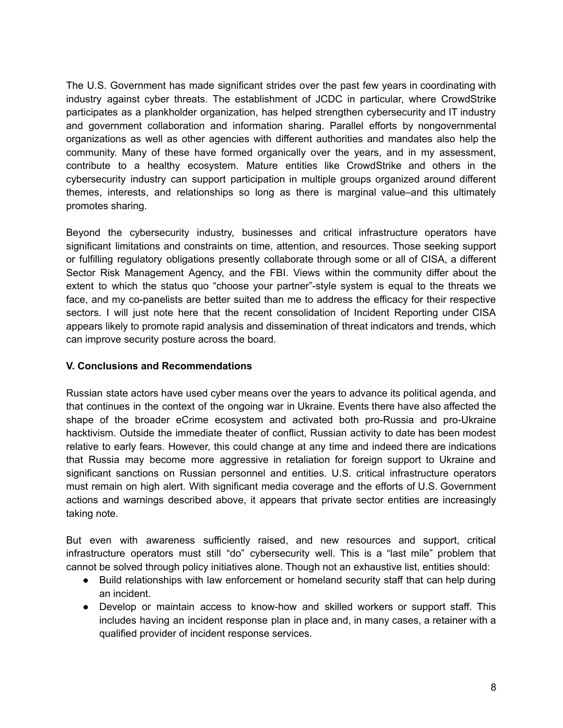The U.S. Government has made significant strides over the past few years in coordinating with industry against cyber threats. The establishment of JCDC in particular, where CrowdStrike participates as a plankholder organization, has helped strengthen cybersecurity and IT industry and government collaboration and information sharing. Parallel efforts by nongovernmental organizations as well as other agencies with different authorities and mandates also help the community. Many of these have formed organically over the years, and in my assessment, contribute to a healthy ecosystem. Mature entities like CrowdStrike and others in the cybersecurity industry can support participation in multiple groups organized around different themes, interests, and relationships so long as there is marginal value–and this ultimately promotes sharing.

Beyond the cybersecurity industry, businesses and critical infrastructure operators have significant limitations and constraints on time, attention, and resources. Those seeking support or fulfilling regulatory obligations presently collaborate through some or all of CISA, a different Sector Risk Management Agency, and the FBI. Views within the community differ about the extent to which the status quo "choose your partner"-style system is equal to the threats we face, and my co-panelists are better suited than me to address the efficacy for their respective sectors. I will just note here that the recent consolidation of Incident Reporting under CISA appears likely to promote rapid analysis and dissemination of threat indicators and trends, which can improve security posture across the board.

### V. Conclusions and Recommendations

Russian state actors have used cyber means over the years to advance its political agenda, and that continues in the context of the ongoing war in Ukraine. Events there have also affected the shape of the broader eCrime ecosystem and activated both pro-Russia and pro-Ukraine hacktivism. Outside the immediate theater of conflict, Russian activity to date has been modest relative to early fears. However, this could change at any time and indeed there are indications that Russia may become more aggressive in retaliation for foreign support to Ukraine and significant sanctions on Russian personnel and entities. U.S. critical infrastructure operators must remain on high alert. With significant media coverage and the efforts of U.S. Government actions and warnings described above, it appears that private sector entities are increasingly taking note.

But even with awareness sufficiently raised, and new resources and support, critical infrastructure operators must still "do" cybersecurity well. This is a "last mile" problem that cannot be solved through policy initiatives alone. Though not an exhaustive list, entities should:

- Build relationships with law enforcement or homeland security staff that can help during an incident.
- Develop or maintain access to know-how and skilled workers or support staff. This includes having an incident response plan in place and, in many cases, a retainer with a qualified provider of incident response services.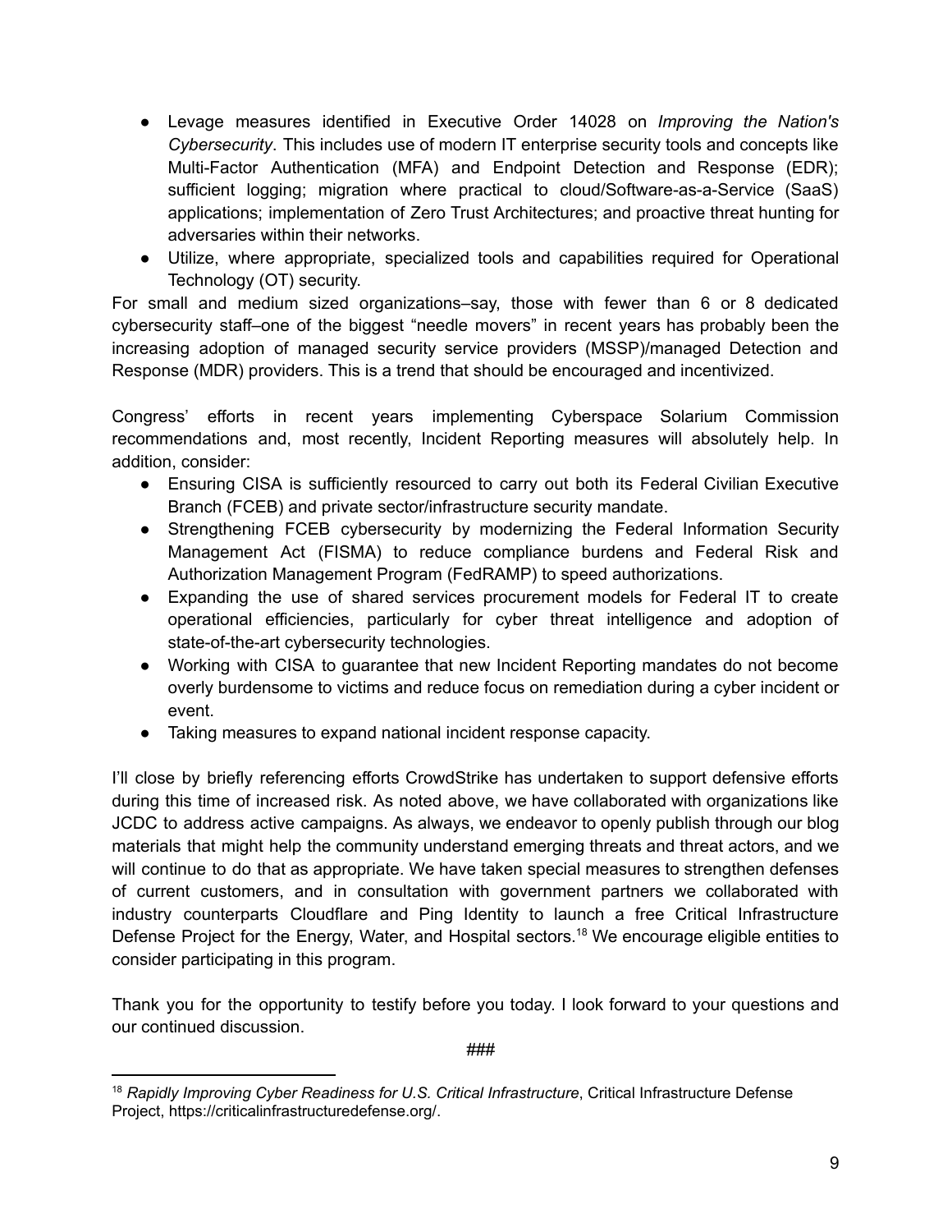- Levage measures identified in Executive Order 14028 on *Improving the Nation's Cybersecurity*. This includes use of modern IT enterprise security tools and concepts like Multi-Factor Authentication (MFA) and Endpoint Detection and Response (EDR); sufficient logging; migration where practical to cloud/Software-as-a-Service (SaaS) applications; implementation of Zero Trust Architectures; and proactive threat hunting for adversaries within their networks.
- Utilize, where appropriate, specialized tools and capabilities required for Operational Technology (OT) security.

For small and medium sized organizations–say, those with fewer than 6 or 8 dedicated cybersecurity staff–one of the biggest "needle movers" in recent years has probably been the increasing adoption of managed security service providers (MSSP)/managed Detection and Response (MDR) providers. This is a trend that should be encouraged and incentivized.

Congress' efforts in recent years implementing Cyberspace Solarium Commission recommendations and, most recently, Incident Reporting measures will absolutely help. In addition, consider:

- Ensuring CISA is sufficiently resourced to carry out both its Federal Civilian Executive Branch (FCEB) and private sector/infrastructure security mandate.
- Strengthening FCEB cybersecurity by modernizing the Federal Information Security Management Act (FISMA) to reduce compliance burdens and Federal Risk and Authorization Management Program (FedRAMP) to speed authorizations.
- Expanding the use of shared services procurement models for Federal IT to create operational efficiencies, particularly for cyber threat intelligence and adoption of state-of-the-art cybersecurity technologies.
- Working with CISA to guarantee that new Incident Reporting mandates do not become overly burdensome to victims and reduce focus on remediation during a cyber incident or event.
- Taking measures to expand national incident response capacity.

I'll close by briefly referencing efforts CrowdStrike has undertaken to support defensive efforts during this time of increased risk. As noted above, we have collaborated with organizations like JCDC to address active campaigns. As always, we endeavor to openly publish through our blog materials that might help the community understand emerging threats and threat actors, and we will continue to do that as appropriate. We have taken special measures to strengthen defenses of current customers, and in consultation with government partners we collaborated with industry counterparts Cloudflare and Ping Identity to launch a free Critical Infrastructure Defense Project for the Energy, Water, and Hospital sectors.[18] We encourage eligible entities to consider participating in this program.

Thank you for the opportunity to testify before you today. I look forward to your questions and our continued discussion.

###

[18] *Rapidly Improving Cyber Readiness for U.S. Critical Infrastructure*, Critical Infrastructure Defense Project, https://criticalinfrastructuredefense.org/.